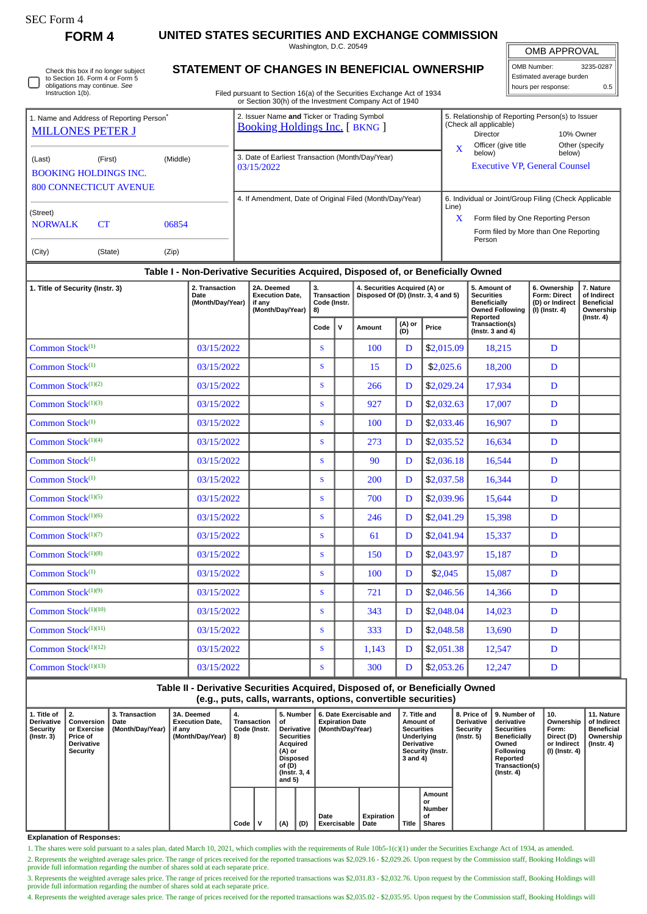SEC Form 4

**FORM 4**

# UNITED STATES SECURITIES AND EXCHANGE COMMISSION

Washington, D.C. 20549

## STATEMENT OF CHANGES IN BENEFICIAL OWNERSHIP

Filed pursuant to Section 16(a) of the Securities Exchange Act of 1934 or Section 30(h) of the Investment Company Act of 1940

| OMB APPROVAL | |
|---|---|
| OMB Number: | 3235-0287 |
| Estimated average burden | |
| hours per response: | 0.5 |

☐ Check this box if no longer subject to Section 16. Form 4 or Form 5 obligations may continue. *See* Instruction 1(b).

1. Name and Address of Reporting Person*
MILLONES PETER J

(Last) (First) (Middle)
BOOKING HOLDINGS INC.
800 CONNECTICUT AVENUE

(Street)
NORWALK CT 06854

(City) (State) (Zip)

2. Issuer Name **and** Ticker or Trading Symbol
Booking Holdings Inc. [ BKNG ]

3. Date of Earliest Transaction (Month/Day/Year)
03/15/2022

4. If Amendment, Date of Original Filed (Month/Day/Year)

5. Relationship of Reporting Person(s) to Issuer (Check all applicable)
Director | 10% Owner
X Officer (give title below) | Other (specify below)
Executive VP, General Counsel

6. Individual or Joint/Group Filing (Check Applicable Line)
X Form filed by One Reporting Person
Form filed by More than One Reporting Person

### Table I - Non-Derivative Securities Acquired, Disposed of, or Beneficially Owned

| 1. Title of Security (Instr. 3) | 2. Transaction Date (Month/Day/Year) | 2A. Deemed Execution Date, if any (Month/Day/Year) | 3. Transaction Code (Instr. 8) | | 4. Securities Acquired (A) or Disposed Of (D) (Instr. 3, 4 and 5) | | | 5. Amount of Securities Beneficially Owned Following Reported Transaction(s) (Instr. 3 and 4) | 6. Ownership Form: Direct (D) or Indirect (I) (Instr. 4) | 7. Nature of Indirect Beneficial Ownership (Instr. 4) |
|---|---|---|---|---|---|---|---|---|---|---|
| | | | Code | V | Amount | (A) or (D) | Price | | | |
| Common Stock[1] | 03/15/2022 | | S | | 100 | D | $2,015.09 | 18,215 | D | |
| Common Stock[1] | 03/15/2022 | | S | | 15 | D | $2,025.6 | 18,200 | D | |
| Common Stock[1][2] | 03/15/2022 | | S | | 266 | D | $2,029.24 | 17,934 | D | |
| Common Stock[1][3] | 03/15/2022 | | S | | 927 | D | $2,032.63 | 17,007 | D | |
| Common Stock[1] | 03/15/2022 | | S | | 100 | D | $2,033.46 | 16,907 | D | |
| Common Stock[1][4] | 03/15/2022 | | S | | 273 | D | $2,035.52 | 16,634 | D | |
| Common Stock[1] | 03/15/2022 | | S | | 90 | D | $2,036.18 | 16,544 | D | |
| Common Stock[1] | 03/15/2022 | | S | | 200 | D | $2,037.58 | 16,344 | D | |
| Common Stock[1][5] | 03/15/2022 | | S | | 700 | D | $2,039.96 | 15,644 | D | |
| Common Stock[1][6] | 03/15/2022 | | S | | 246 | D | $2,041.29 | 15,398 | D | |
| Common Stock[1][7] | 03/15/2022 | | S | | 61 | D | $2,041.94 | 15,337 | D | |
| Common Stock[1][8] | 03/15/2022 | | S | | 150 | D | $2,043.97 | 15,187 | D | |
| Common Stock[1] | 03/15/2022 | | S | | 100 | D | $2,045 | 15,087 | D | |
| Common Stock[1][9] | 03/15/2022 | | S | | 721 | D | $2,046.56 | 14,366 | D | |
| Common Stock[1][10] | 03/15/2022 | | S | | 343 | D | $2,048.04 | 14,023 | D | |
| Common Stock[1][11] | 03/15/2022 | | S | | 333 | D | $2,048.58 | 13,690 | D | |
| Common Stock[1][12] | 03/15/2022 | | S | | 1,143 | D | $2,051.38 | 12,547 | D | |
| Common Stock[1][13] | 03/15/2022 | | S | | 300 | D | $2,053.26 | 12,247 | D | |

### Table II - Derivative Securities Acquired, Disposed of, or Beneficially Owned (e.g., puts, calls, warrants, options, convertible securities)

| 1. Title of Derivative Security (Instr. 3) | 2. Conversion or Exercise Price of Derivative Security | 3. Transaction Date (Month/Day/Year) | 3A. Deemed Execution Date, if any (Month/Day/Year) | 4. Transaction Code (Instr. 8) | | 5. Number of Derivative Securities Acquired (A) or Disposed of (D) (Instr. 3, 4 and 5) | | 6. Date Exercisable and Expiration Date (Month/Day/Year) | | 7. Title and Amount of Securities Underlying Derivative Security (Instr. 3 and 4) | | 8. Price of Derivative Security (Instr. 5) | 9. Number of derivative Securities Beneficially Owned Following Reported Transaction(s) (Instr. 4) | 10. Ownership Form: Direct (D) or Indirect (I) (Instr. 4) | 11. Nature of Indirect Beneficial Ownership (Instr. 4) |
|---|---|---|---|---|---|---|---|---|---|---|---|---|---|---|---|
| | | | | Code | V | (A) | (D) | Date Exercisable | Expiration Date | Title | Amount or Number of Shares | | | | |

**Explanation of Responses:**

1. The shares were sold pursuant to a sales plan, dated March 10, 2021, which complies with the requirements of Rule 10b5-1(c)(1) under the Securities Exchange Act of 1934, as amended.
2. Represents the weighted average sales price. The range of prices received for the reported transactions was $2,029.16 - $2,029.26. Upon request by the Commission staff, Booking Holdings will provide full information regarding the number of shares sold at each separate price.
3. Represents the weighted average sales price. The range of prices received for the reported transactions was $2,031.83 - $2,032.76. Upon request by the Commission staff, Booking Holdings will provide full information regarding the number of shares sold at each separate price.
4. Represents the weighted average sales price. The range of prices received for the reported transactions was $2,035.02 - $2,035.95. Upon request by the Commission staff, Booking Holdings will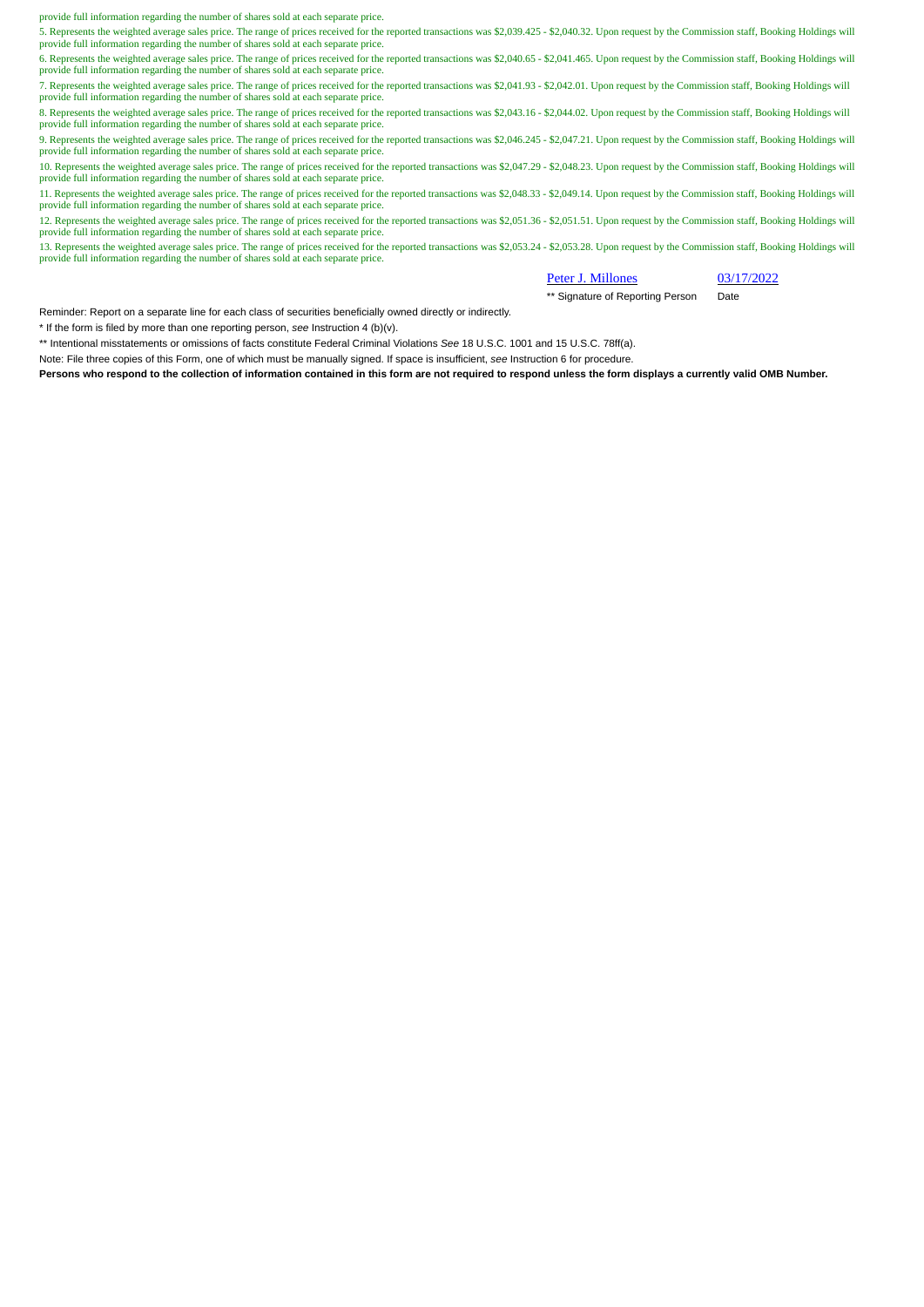provide full information regarding the number of shares sold at each separate price.

5. Represents the weighted average sales price. The range of prices received for the reported transactions was $2,039.425 - $2,040.32. Upon request by the Commission staff, Booking Holdings will provide full information regarding the number of shares sold at each separate price.

6. Represents the weighted average sales price. The range of prices received for the reported transactions was $2,040.65 - $2,041.465. Upon request by the Commission staff, Booking Holdings will provide full information regarding the number of shares sold at each separate price.

7. Represents the weighted average sales price. The range of prices received for the reported transactions was $2,041.93 - $2,042.01. Upon request by the Commission staff, Booking Holdings will provide full information regarding the number of shares sold at each separate price.

8. Represents the weighted average sales price. The range of prices received for the reported transactions was $2,043.16 - $2,044.02. Upon request by the Commission staff, Booking Holdings will provide full information regarding the number of shares sold at each separate price.

9. Represents the weighted average sales price. The range of prices received for the reported transactions was $2,046.245 - $2,047.21. Upon request by the Commission staff, Booking Holdings will provide full information regarding the number of shares sold at each separate price.

10. Represents the weighted average sales price. The range of prices received for the reported transactions was $2,047.29 - $2,048.23. Upon request by the Commission staff, Booking Holdings will provide full information regarding the number of shares sold at each separate price.

11. Represents the weighted average sales price. The range of prices received for the reported transactions was $2,048.33 - $2,049.14. Upon request by the Commission staff, Booking Holdings will provide full information regarding the number of shares sold at each separate price.

12. Represents the weighted average sales price. The range of prices received for the reported transactions was $2,051.36 - $2,051.51. Upon request by the Commission staff, Booking Holdings will provide full information regarding the number of shares sold at each separate price.

13. Represents the weighted average sales price. The range of prices received for the reported transactions was $2,053.24 - $2,053.28. Upon request by the Commission staff, Booking Holdings will provide full information regarding the number of shares sold at each separate price.

| | |
|---|---|
| Peter J. Millones | 03/17/2022 |
| ** Signature of Reporting Person | Date |

Reminder: Report on a separate line for each class of securities beneficially owned directly or indirectly.

* If the form is filed by more than one reporting person, *see* Instruction 4 (b)(v).

** Intentional misstatements or omissions of facts constitute Federal Criminal Violations *See* 18 U.S.C. 1001 and 15 U.S.C. 78ff(a).

Note: File three copies of this Form, one of which must be manually signed. If space is insufficient, *see* Instruction 6 for procedure.

**Persons who respond to the collection of information contained in this form are not required to respond unless the form displays a currently valid OMB Number.**